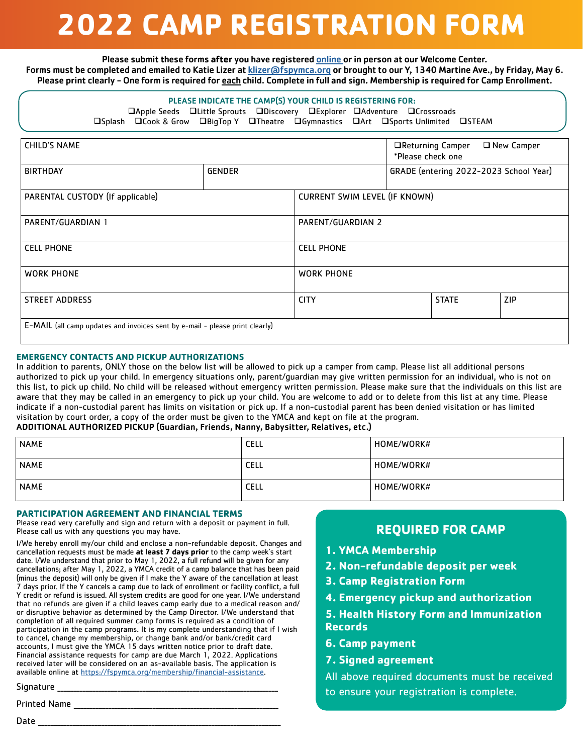# 2022 CAMP REGISTRATION FORM

**Please submit these forms after you have registered online or in person at our Welcome Center.**
**Forms must be completed and emailed to Katie Lizer at klizer@fspymca.org or brought to our Y, 1340 Martine Ave., by Friday, May 6.**
**Please print clearly - One form is required for each child. Complete in full and sign. Membership is required for Camp Enrollment.**

**PLEASE INDICATE THE CAMP(S) YOUR CHILD IS REGISTERING FOR:**

❑Apple Seeds ❑Little Sprouts ❑Discovery ❑Explorer ❑Adventure ❑Crossroads
❑Splash ❑Cook & Grow ❑BigTop Y ❑Theatre ❑Gymnastics ❑Art ❑Sports Unlimited ❑STEAM

| CHILD'S NAME | | | ❑Returning Camper ❑ New Camper *Please check one |
|---|---|---|---|
| BIRTHDAY | GENDER | | GRADE (entering 2022-2023 School Year) |
| PARENTAL CUSTODY (If applicable) | | CURRENT SWIM LEVEL (IF KNOWN) | |
| PARENT/GUARDIAN 1 | | PARENT/GUARDIAN 2 | |
| CELL PHONE | | CELL PHONE | |
| WORK PHONE | | WORK PHONE | |
| STREET ADDRESS | | CITY | STATE / ZIP |
| E-MAIL (all camp updates and invoices sent by e-mail - please print clearly) | | | |

## EMERGENCY CONTACTS AND PICKUP AUTHORIZATIONS

In addition to parents, ONLY those on the below list will be allowed to pick up a camper from camp. Please list all additional persons authorized to pick up your child. In emergency situations only, parent/guardian may give written permission for an individual, who is not on this list, to pick up child. No child will be released without emergency written permission. Please make sure that the individuals on this list are aware that they may be called in an emergency to pick up your child. You are welcome to add or to delete from this list at any time. Please indicate if a non-custodial parent has limits on visitation or pick up. If a non-custodial parent has been denied visitation or has limited visitation by court order, a copy of the order must be given to the YMCA and kept on file at the program.

**ADDITIONAL AUTHORIZED PICKUP (Guardian, Friends, Nanny, Babysitter, Relatives, etc.)**

| NAME | CELL | HOME/WORK# |
|---|---|---|
| NAME | CELL | HOME/WORK# |
| NAME | CELL | HOME/WORK# |

## PARTICIPATION AGREEMENT AND FINANCIAL TERMS

Please read very carefully and sign and return with a deposit or payment in full. Please call us with any questions you may have.

I/We hereby enroll my/our child and enclose a non-refundable deposit. Changes and cancellation requests must be made **at least 7 days prior** to the camp week's start date. I/We understand that prior to May 1, 2022, a full refund will be given for any cancellations; after May 1, 2022, a YMCA credit of a camp balance that has been paid (minus the deposit) will only be given if I make the Y aware of the cancellation at least 7 days prior. If the Y cancels a camp due to lack of enrollment or facility conflict, a full Y credit or refund is issued. All system credits are good for one year. I/We understand that no refunds are given if a child leaves camp early due to a medical reason and/or disruptive behavior as determined by the Camp Director. I/We understand that completion of all required summer camp forms is required as a condition of participation in the camp programs. It is my complete understanding that if I wish to cancel, change my membership, or change bank and/or bank/credit card accounts, I must give the YMCA 15 days written notice prior to draft date. Financial assistance requests for camp are due March 1, 2022. Applications received later will be considered on an as-available basis. The application is available online at https://fspymca.org/membership/financial-assistance.

Signature ____________________________________________

Printed Name ____________________________________________

Date ____________________________________________

## REQUIRED FOR CAMP

1. **YMCA Membership**
2. **Non-refundable deposit per week**
3. **Camp Registration Form**
4. **Emergency pickup and authorization**
5. **Health History Form and Immunization Records**
6. **Camp payment**
7. **Signed agreement**

All above required documents must be received to ensure your registration is complete.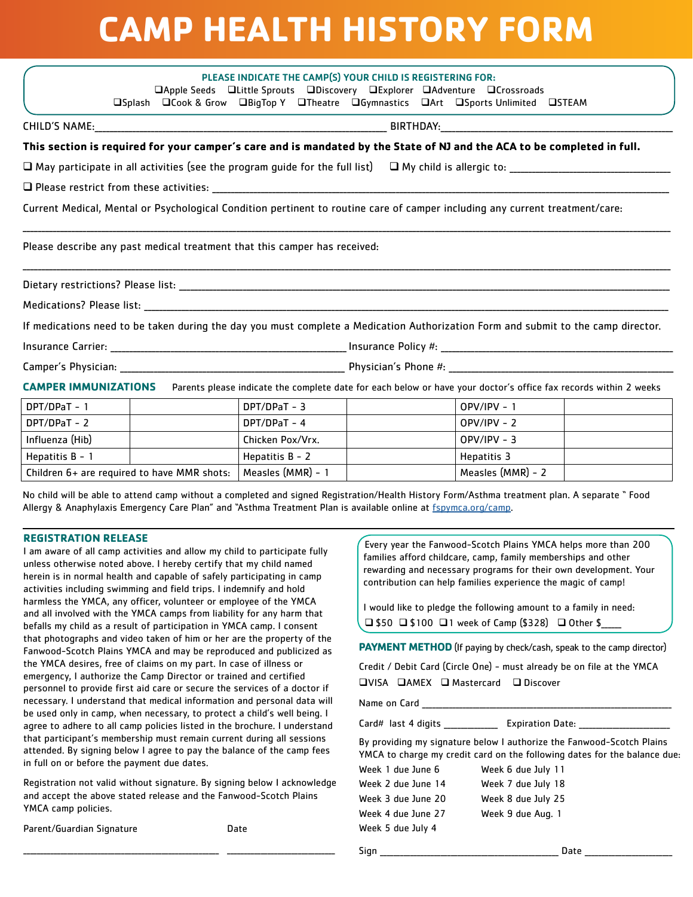# CAMP HEALTH HISTORY FORM

**PLEASE INDICATE THE CAMP(S) YOUR CHILD IS REGISTERING FOR:**

❑Apple Seeds ❑Little Sprouts ❑Discovery ❑Explorer ❑Adventure ❑Crossroads
❑Splash ❑Cook & Grow ❑BigTop Y ❑Theatre ❑Gymnastics ❑Art ❑Sports Unlimited ❑STEAM

CHILD'S NAME:_______________________________________ BIRTHDAY:_______________________________

**This section is required for your camper's care and is mandated by the State of NJ and the ACA to be completed in full.**

❑ May participate in all activities (see the program guide for the full list) ❑ My child is allergic to: ____________________

❑ Please restrict from these activities: ______________________________________________________________

Current Medical, Mental or Psychological Condition pertinent to routine care of camper including any current treatment/care:

______________________________________________________________________________________________

Please describe any past medical treatment that this camper has received:

______________________________________________________________________________________________

Dietary restrictions? Please list: ______________________________________________________________

Medications? Please list: ____________________________________________________________________

If medications need to be taken during the day you must complete a Medication Authorization Form and submit to the camp director.

Insurance Carrier: ______________________________ Insurance Policy #: ______________________________

Camper's Physician: ______________________________ Physician's Phone #: ______________________________

## CAMPER IMMUNIZATIONS

Parents please indicate the complete date for each below or have your doctor's office fax records within 2 weeks

| | | | | | |
|---|---|---|---|---|---|
| DPT/DPaT - 1 | | DPT/DPaT - 3 | | OPV/IPV - 1 | |
| DPT/DPaT - 2 | | DPT/DPaT - 4 | | OPV/IPV - 2 | |
| Influenza (Hib) | | Chicken Pox/Vrx. | | OPV/IPV - 3 | |
| Hepatitis B - 1 | | Hepatitis B - 2 | | Hepatitis 3 | |
| Children 6+ are required to have MMR shots: | | Measles (MMR) - 1 | | Measles (MMR) - 2 | |

No child will be able to attend camp without a completed and signed Registration/Health History Form/Asthma treatment plan. A separate " Food Allergy & Anaphylaxis Emergency Care Plan" and "Asthma Treatment Plan is available online at fspymca.org/camp.

## REGISTRATION RELEASE

I am aware of all camp activities and allow my child to participate fully unless otherwise noted above. I hereby certify that my child named herein is in normal health and capable of safely participating in camp activities including swimming and field trips. I indemnify and hold harmless the YMCA, any officer, volunteer or employee of the YMCA and all involved with the YMCA camps from liability for any harm that befalls my child as a result of participation in YMCA camp. I consent that photographs and video taken of him or her are the property of the Fanwood-Scotch Plains YMCA and may be reproduced and publicized as the YMCA desires, free of claims on my part. In case of illness or emergency, I authorize the Camp Director or trained and certified personnel to provide first aid care or secure the services of a doctor if necessary. I understand that medical information and personal data will be used only in camp, when necessary, to protect a child's well being. I agree to adhere to all camp policies listed in the brochure. I understand that participant's membership must remain current during all sessions attended. By signing below I agree to pay the balance of the camp fees in full on or before the payment due dates.

Registration not valid without signature. By signing below I acknowledge and accept the above stated release and the Fanwood-Scotch Plains YMCA camp policies.

Parent/Guardian Signature Date

______________________________ ________________

Every year the Fanwood-Scotch Plains YMCA helps more than 200 families afford childcare, camp, family memberships and other rewarding and necessary programs for their own development. Your contribution can help families experience the magic of camp!

I would like to pledge the following amount to a family in need:
❑ $50 ❑ $100 ❑1 week of Camp ($328) ❑ Other $____

**PAYMENT METHOD** (If paying by check/cash, speak to the camp director)

Credit / Debit Card (Circle One) - must already be on file at the YMCA
❑VISA ❑AMEX ❑ Mastercard ❑ Discover

Name on Card ______________________________________

Card# last 4 digits __________ Expiration Date: ________________

By providing my signature below I authorize the Fanwood-Scotch Plains YMCA to charge my credit card on the following dates for the balance due:

| | |
|---|---|
| Week 1 due June 6 | Week 6 due July 11 |
| Week 2 due June 14 | Week 7 due July 18 |
| Week 3 due June 20 | Week 8 due July 25 |
| Week 4 due June 27 | Week 9 due Aug. 1 |
| Week 5 due July 4 | |

Sign ______________________________ Date ________________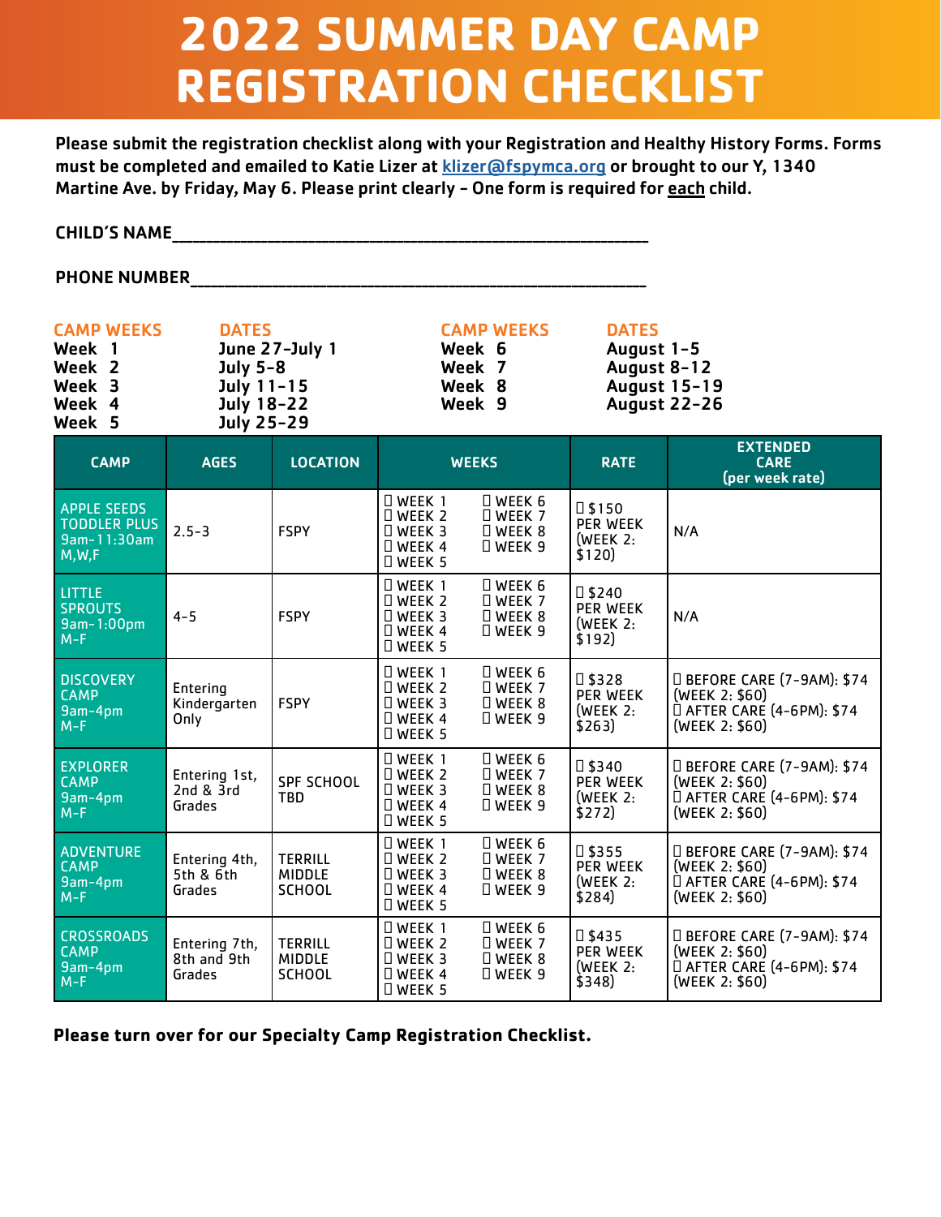# 2022 SUMMER DAY CAMP REGISTRATION CHECKLIST

**Please submit the registration checklist along with your Registration and Healthy History Forms. Forms must be completed and emailed to Katie Lizer at klizer@fspymca.org or brought to our Y, 1340 Martine Ave. by Friday, May 6. Please print clearly – One form is required for each child.**

CHILD'S NAME_______________________________________________

PHONE NUMBER_____________________________________________

| CAMP WEEKS | DATES | CAMP WEEKS | DATES |
|---|---|---|---|
| Week 1 | June 27-July 1 | Week 6 | August 1-5 |
| Week 2 | July 5-8 | Week 7 | August 8-12 |
| Week 3 | July 11-15 | Week 8 | August 15-19 |
| Week 4 | July 18-22 | Week 9 | August 22-26 |
| Week 5 | July 25-29 | | |

| CAMP | AGES | LOCATION | WEEKS | RATE | EXTENDED CARE (per week rate) |
|---|---|---|---|---|---|
| APPLE SEEDS TODDLER PLUS 9am-11:30am M,W,F | 2.5-3 | FSPY | ☐ WEEK 1 ☐ WEEK 2 ☐ WEEK 3 ☐ WEEK 4 ☐ WEEK 5 ☐ WEEK 6 ☐ WEEK 7 ☐ WEEK 8 ☐ WEEK 9 | ☐ $150 PER WEEK (WEEK 2: $120) | N/A |
| LITTLE SPROUTS 9am-1:00pm M-F | 4-5 | FSPY | ☐ WEEK 1 ☐ WEEK 2 ☐ WEEK 3 ☐ WEEK 4 ☐ WEEK 5 ☐ WEEK 6 ☐ WEEK 7 ☐ WEEK 8 ☐ WEEK 9 | ☐ $240 PER WEEK (WEEK 2: $192) | N/A |
| DISCOVERY CAMP 9am-4pm M-F | Entering Kindergarten Only | FSPY | ☐ WEEK 1 ☐ WEEK 2 ☐ WEEK 3 ☐ WEEK 4 ☐ WEEK 5 ☐ WEEK 6 ☐ WEEK 7 ☐ WEEK 8 ☐ WEEK 9 | ☐ $328 PER WEEK (WEEK 2: $263) | ☐ BEFORE CARE (7-9AM): $74 (WEEK 2: $60) ☐ AFTER CARE (4-6PM): $74 (WEEK 2: $60) |
| EXPLORER CAMP 9am-4pm M-F | Entering 1st, 2nd & 3rd Grades | SPF SCHOOL TBD | ☐ WEEK 1 ☐ WEEK 2 ☐ WEEK 3 ☐ WEEK 4 ☐ WEEK 5 ☐ WEEK 6 ☐ WEEK 7 ☐ WEEK 8 ☐ WEEK 9 | ☐ $340 PER WEEK (WEEK 2: $272) | ☐ BEFORE CARE (7-9AM): $74 (WEEK 2: $60) ☐ AFTER CARE (4-6PM): $74 (WEEK 2: $60) |
| ADVENTURE CAMP 9am-4pm M-F | Entering 4th, 5th & 6th Grades | TERRILL MIDDLE SCHOOL | ☐ WEEK 1 ☐ WEEK 2 ☐ WEEK 3 ☐ WEEK 4 ☐ WEEK 5 ☐ WEEK 6 ☐ WEEK 7 ☐ WEEK 8 ☐ WEEK 9 | ☐ $355 PER WEEK (WEEK 2: $284) | ☐ BEFORE CARE (7-9AM): $74 (WEEK 2: $60) ☐ AFTER CARE (4-6PM): $74 (WEEK 2: $60) |
| CROSSROADS CAMP 9am-4pm M-F | Entering 7th, 8th and 9th Grades | TERRILL MIDDLE SCHOOL | ☐ WEEK 1 ☐ WEEK 2 ☐ WEEK 3 ☐ WEEK 4 ☐ WEEK 5 ☐ WEEK 6 ☐ WEEK 7 ☐ WEEK 8 ☐ WEEK 9 | ☐ $435 PER WEEK (WEEK 2: $348) | ☐ BEFORE CARE (7-9AM): $74 (WEEK 2: $60) ☐ AFTER CARE (4-6PM): $74 (WEEK 2: $60) |

**Please turn over for our Specialty Camp Registration Checklist.**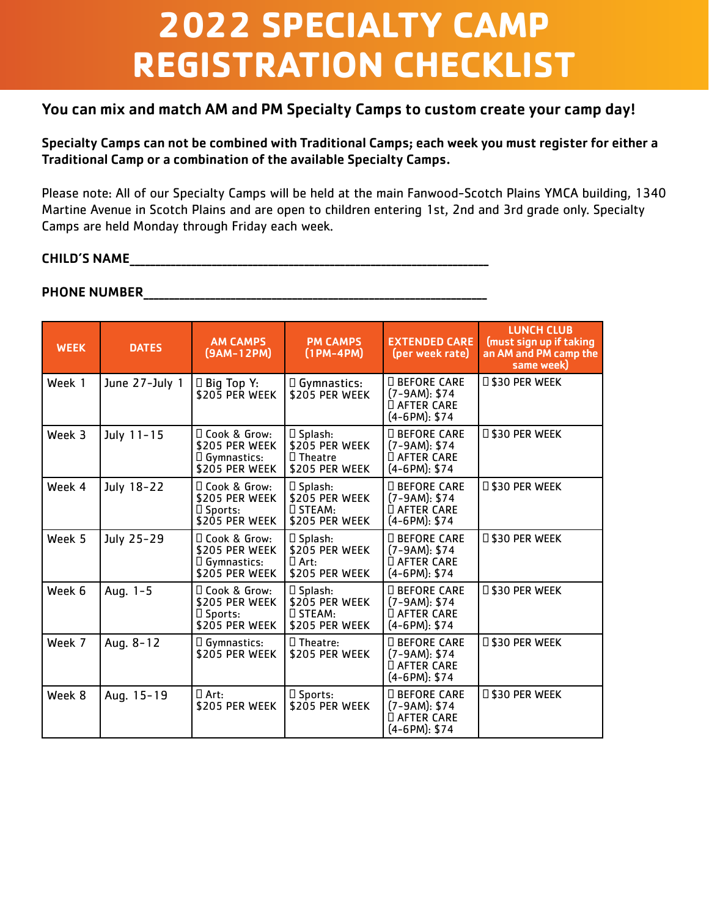# 2022 SPECIALTY CAMP REGISTRATION CHECKLIST

**You can mix and match AM and PM Specialty Camps to custom create your camp day!**

**Specialty Camps can not be combined with Traditional Camps; each week you must register for either a Traditional Camp or a combination of the available Specialty Camps.**

Please note: All of our Specialty Camps will be held at the main Fanwood-Scotch Plains YMCA building, 1340 Martine Avenue in Scotch Plains and are open to children entering 1st, 2nd and 3rd grade only. Specialty Camps are held Monday through Friday each week.

**CHILD'S NAME**_______________________________________________

**PHONE NUMBER**_______________________________________________

| WEEK | DATES | AM CAMPS (9AM-12PM) | PM CAMPS (1PM-4PM) | EXTENDED CARE (per week rate) | LUNCH CLUB (must sign up if taking an AM and PM camp the same week) |
|---|---|---|---|---|---|
| Week 1 | June 27-July 1 | ☐ Big Top Y: $205 PER WEEK | ☐ Gymnastics: $205 PER WEEK | ☐ BEFORE CARE (7-9AM): $74<br>☐ AFTER CARE (4-6PM): $74 | ☐ $30 PER WEEK |
| Week 3 | July 11-15 | ☐ Cook & Grow: $205 PER WEEK<br>☐ Gymnastics: $205 PER WEEK | ☐ Splash: $205 PER WEEK<br>☐ Theatre $205 PER WEEK | ☐ BEFORE CARE (7-9AM): $74<br>☐ AFTER CARE (4-6PM): $74 | ☐ $30 PER WEEK |
| Week 4 | July 18-22 | ☐ Cook & Grow: $205 PER WEEK<br>☐ Sports: $205 PER WEEK | ☐ Splash: $205 PER WEEK<br>☐ STEAM: $205 PER WEEK | ☐ BEFORE CARE (7-9AM): $74<br>☐ AFTER CARE (4-6PM): $74 | ☐ $30 PER WEEK |
| Week 5 | July 25-29 | ☐ Cook & Grow: $205 PER WEEK<br>☐ Gymnastics: $205 PER WEEK | ☐ Splash: $205 PER WEEK<br>☐ Art: $205 PER WEEK | ☐ BEFORE CARE (7-9AM): $74<br>☐ AFTER CARE (4-6PM): $74 | ☐ $30 PER WEEK |
| Week 6 | Aug. 1-5 | ☐ Cook & Grow: $205 PER WEEK<br>☐ Sports: $205 PER WEEK | ☐ Splash: $205 PER WEEK<br>☐ STEAM: $205 PER WEEK | ☐ BEFORE CARE (7-9AM): $74<br>☐ AFTER CARE (4-6PM): $74 | ☐ $30 PER WEEK |
| Week 7 | Aug. 8-12 | ☐ Gymnastics: $205 PER WEEK | ☐ Theatre: $205 PER WEEK | ☐ BEFORE CARE (7-9AM): $74<br>☐ AFTER CARE (4-6PM): $74 | ☐ $30 PER WEEK |
| Week 8 | Aug. 15-19 | ☐ Art: $205 PER WEEK | ☐ Sports: $205 PER WEEK | ☐ BEFORE CARE (7-9AM): $74<br>☐ AFTER CARE (4-6PM): $74 | ☐ $30 PER WEEK |